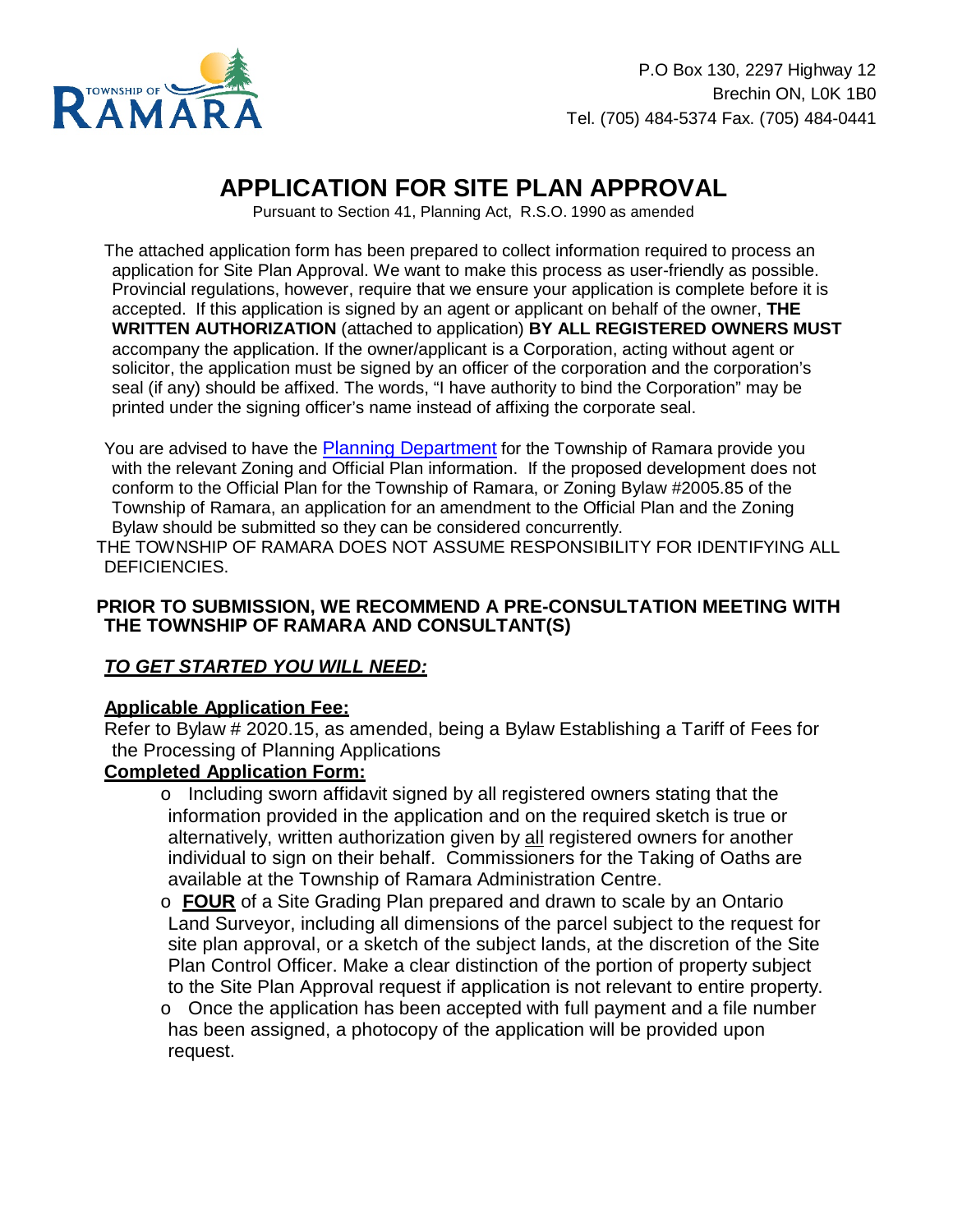P.O Box 130, 2297 Highway 12
Brechin ON, L0K 1B0
Tel. (705) 484-5374 Fax. (705) 484-0441

# APPLICATION FOR SITE PLAN APPROVAL

Pursuant to Section 41, Planning Act, R.S.O. 1990 as amended

The attached application form has been prepared to collect information required to process an application for Site Plan Approval. We want to make this process as user-friendly as possible. Provincial regulations, however, require that we ensure your application is complete before it is accepted. If this application is signed by an agent or applicant on behalf of the owner, **THE WRITTEN AUTHORIZATION** (attached to application) **BY ALL REGISTERED OWNERS MUST** accompany the application. If the owner/applicant is a Corporation, acting without agent or solicitor, the application must be signed by an officer of the corporation and the corporation's seal (if any) should be affixed. The words, "I have authority to bind the Corporation" may be printed under the signing officer's name instead of affixing the corporate seal.

You are advised to have the Planning Department for the Township of Ramara provide you with the relevant Zoning and Official Plan information. If the proposed development does not conform to the Official Plan for the Township of Ramara, or Zoning Bylaw #2005.85 of the Township of Ramara, an application for an amendment to the Official Plan and the Zoning Bylaw should be submitted so they can be considered concurrently.

THE TOWNSHIP OF RAMARA DOES NOT ASSUME RESPONSIBILITY FOR IDENTIFYING ALL DEFICIENCIES.

**PRIOR TO SUBMISSION, WE RECOMMEND A PRE-CONSULTATION MEETING WITH THE TOWNSHIP OF RAMARA AND CONSULTANT(S)**

***TO GET STARTED YOU WILL NEED:***

**Applicable Application Fee:**

Refer to Bylaw # 2020.15, as amended, being a Bylaw Establishing a Tariff of Fees for the Processing of Planning Applications

**Completed Application Form:**

- Including sworn affidavit signed by all registered owners stating that the information provided in the application and on the required sketch is true or alternatively, written authorization given by all registered owners for another individual to sign on their behalf. Commissioners for the Taking of Oaths are available at the Township of Ramara Administration Centre.
- **FOUR** of a Site Grading Plan prepared and drawn to scale by an Ontario Land Surveyor, including all dimensions of the parcel subject to the request for site plan approval, or a sketch of the subject lands, at the discretion of the Site Plan Control Officer. Make a clear distinction of the portion of property subject to the Site Plan Approval request if application is not relevant to entire property.
- Once the application has been accepted with full payment and a file number has been assigned, a photocopy of the application will be provided upon request.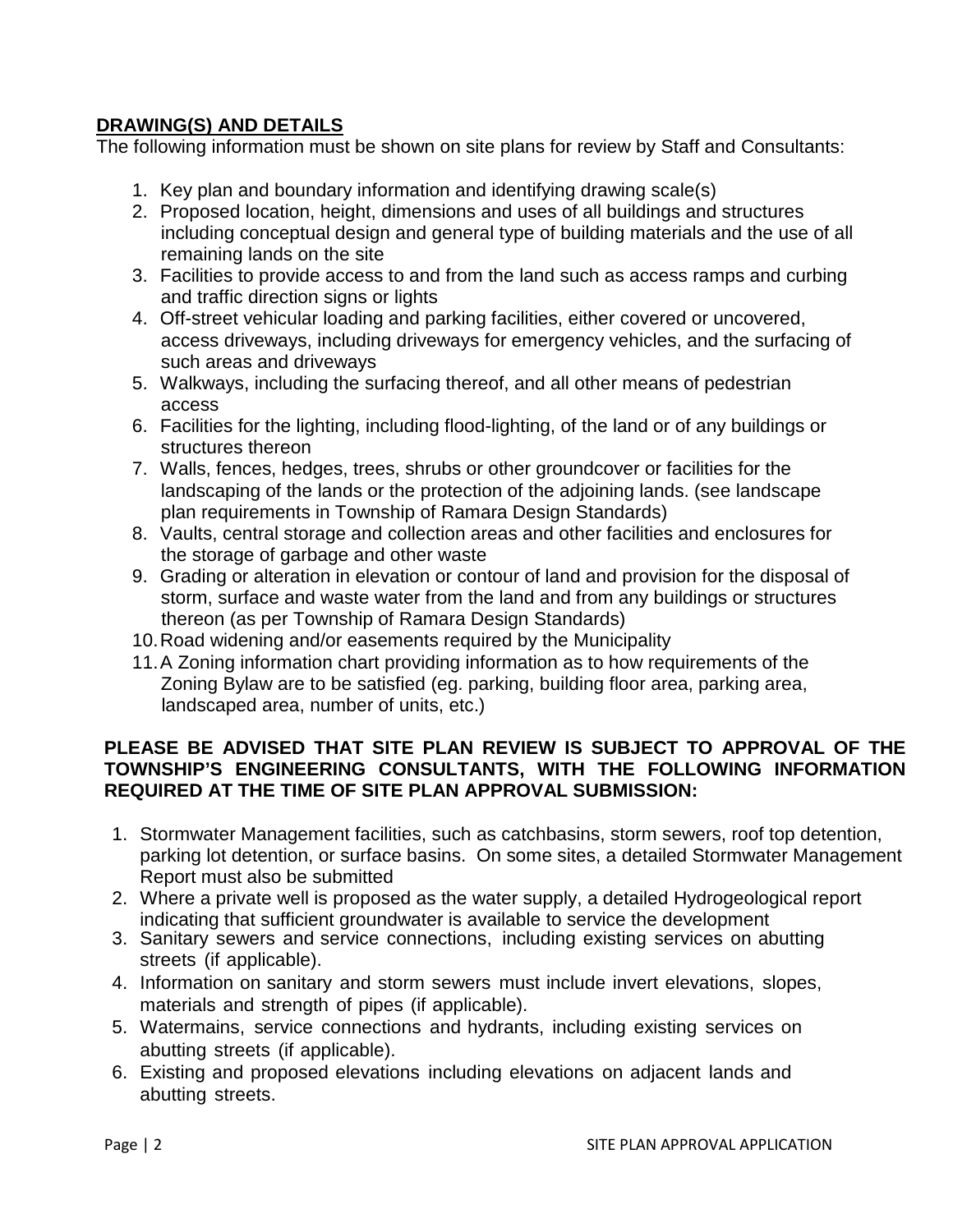## DRAWING(S) AND DETAILS

The following information must be shown on site plans for review by Staff and Consultants:

1. Key plan and boundary information and identifying drawing scale(s)
2. Proposed location, height, dimensions and uses of all buildings and structures including conceptual design and general type of building materials and the use of all remaining lands on the site
3. Facilities to provide access to and from the land such as access ramps and curbing and traffic direction signs or lights
4. Off-street vehicular loading and parking facilities, either covered or uncovered, access driveways, including driveways for emergency vehicles, and the surfacing of such areas and driveways
5. Walkways, including the surfacing thereof, and all other means of pedestrian access
6. Facilities for the lighting, including flood-lighting, of the land or of any buildings or structures thereon
7. Walls, fences, hedges, trees, shrubs or other groundcover or facilities for the landscaping of the lands or the protection of the adjoining lands. (see landscape plan requirements in Township of Ramara Design Standards)
8. Vaults, central storage and collection areas and other facilities and enclosures for the storage of garbage and other waste
9. Grading or alteration in elevation or contour of land and provision for the disposal of storm, surface and waste water from the land and from any buildings or structures thereon (as per Township of Ramara Design Standards)
10. Road widening and/or easements required by the Municipality
11. A Zoning information chart providing information as to how requirements of the Zoning Bylaw are to be satisfied (eg. parking, building floor area, parking area, landscaped area, number of units, etc.)

**PLEASE BE ADVISED THAT SITE PLAN REVIEW IS SUBJECT TO APPROVAL OF THE TOWNSHIP'S ENGINEERING CONSULTANTS, WITH THE FOLLOWING INFORMATION REQUIRED AT THE TIME OF SITE PLAN APPROVAL SUBMISSION:**

1. Stormwater Management facilities, such as catchbasins, storm sewers, roof top detention, parking lot detention, or surface basins. On some sites, a detailed Stormwater Management Report must also be submitted
2. Where a private well is proposed as the water supply, a detailed Hydrogeological report indicating that sufficient groundwater is available to service the development
3. Sanitary sewers and service connections, including existing services on abutting streets (if applicable).
4. Information on sanitary and storm sewers must include invert elevations, slopes, materials and strength of pipes (if applicable).
5. Watermains, service connections and hydrants, including existing services on abutting streets (if applicable).
6. Existing and proposed elevations including elevations on adjacent lands and abutting streets.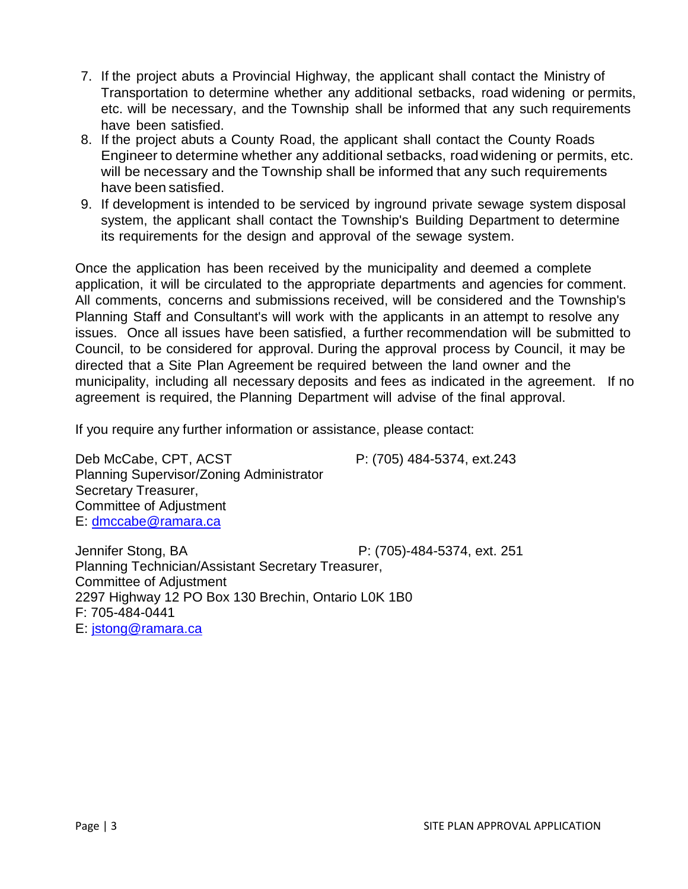7. If the project abuts a Provincial Highway, the applicant shall contact the Ministry of Transportation to determine whether any additional setbacks, road widening or permits, etc. will be necessary, and the Township shall be informed that any such requirements have been satisfied.
8. If the project abuts a County Road, the applicant shall contact the County Roads Engineer to determine whether any additional setbacks, road widening or permits, etc. will be necessary and the Township shall be informed that any such requirements have been satisfied.
9. If development is intended to be serviced by inground private sewage system disposal system, the applicant shall contact the Township's Building Department to determine its requirements for the design and approval of the sewage system.

Once the application has been received by the municipality and deemed a complete application, it will be circulated to the appropriate departments and agencies for comment. All comments, concerns and submissions received, will be considered and the Township's Planning Staff and Consultant's will work with the applicants in an attempt to resolve any issues. Once all issues have been satisfied, a further recommendation will be submitted to Council, to be considered for approval. During the approval process by Council, it may be directed that a Site Plan Agreement be required between the land owner and the municipality, including all necessary deposits and fees as indicated in the agreement. If no agreement is required, the Planning Department will advise of the final approval.

If you require any further information or assistance, please contact:

Deb McCabe, CPT, ACST — P: (705) 484-5374, ext.243
Planning Supervisor/Zoning Administrator
Secretary Treasurer,
Committee of Adjustment
E: dmccabe@ramara.ca

Jennifer Stong, BA — P: (705)-484-5374, ext. 251
Planning Technician/Assistant Secretary Treasurer,
Committee of Adjustment
2297 Highway 12 PO Box 130 Brechin, Ontario L0K 1B0
F: 705-484-0441
E: jstong@ramara.ca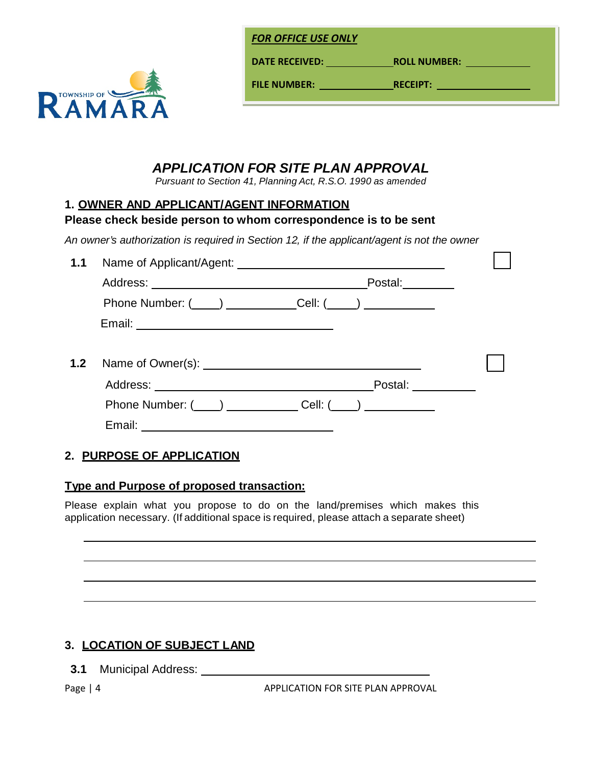**FOR OFFICE USE ONLY**

**DATE RECEIVED:** ____________ **ROLL NUMBER:** ____________

**FILE NUMBER:** ____________ **RECEIPT:** ____________

# *APPLICATION FOR SITE PLAN APPROVAL*

*Pursuant to Section 41, Planning Act, R.S.O. 1990 as amended*

## 1. OWNER AND APPLICANT/AGENT INFORMATION

**Please check beside person to whom correspondence is to be sent**

*An owner's authorization is required in Section 12, if the applicant/agent is not the owner*

**1.1** Name of Applicant/Agent: ______________________________ ☐

Address: ______________________________ Postal: ________

Phone Number: (____) __________ Cell: (____) __________

Email: ______________________________

**1.2** Name of Owner(s): ______________________________ ☐

Address: ______________________________ Postal: ________

Phone Number: (____) __________ Cell: (____) __________

Email: ______________________________

## 2. PURPOSE OF APPLICATION

### Type and Purpose of proposed transaction:

Please explain what you propose to do on the land/premises which makes this application necessary. (If additional space is required, please attach a separate sheet)

______________________________________________________________________

______________________________________________________________________

______________________________________________________________________

______________________________________________________________________

## 3. LOCATION OF SUBJECT LAND

**3.1** Municipal Address: ______________________________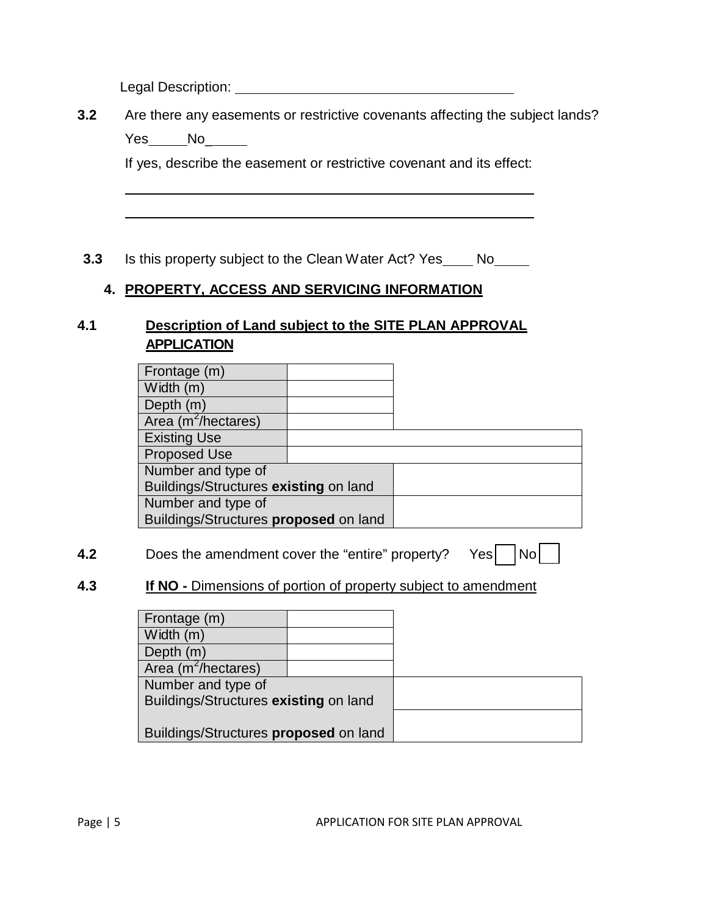Legal Description: ____________________________________

**3.2** Are there any easements or restrictive covenants affecting the subject lands?

Yes_____ No_____

If yes, describe the easement or restrictive covenant and its effect:

____________________________________________________________

____________________________________________________________

**3.3** Is this property subject to the Clean Water Act? Yes____ No_____

## 4. PROPERTY, ACCESS AND SERVICING INFORMATION

### 4.1 Description of Land subject to the SITE PLAN APPROVAL APPLICATION

| | |
|---|---|
| Frontage (m) | |
| Width (m) | |
| Depth (m) | |
| Area ($m^2$/hectares) | |
| Existing Use | |
| Proposed Use | |
| Number and type of Buildings/Structures **existing** on land | |
| Number and type of Buildings/Structures **proposed** on land | |

**4.2** Does the amendment cover the "entire" property? Yes ☐ No ☐

**4.3** **If NO -** Dimensions of portion of property subject to amendment

| | |
|---|---|
| Frontage (m) | |
| Width (m) | |
| Depth (m) | |
| Area ($m^2$/hectares) | |
| Number and type of Buildings/Structures **existing** on land | |
| Buildings/Structures **proposed** on land | |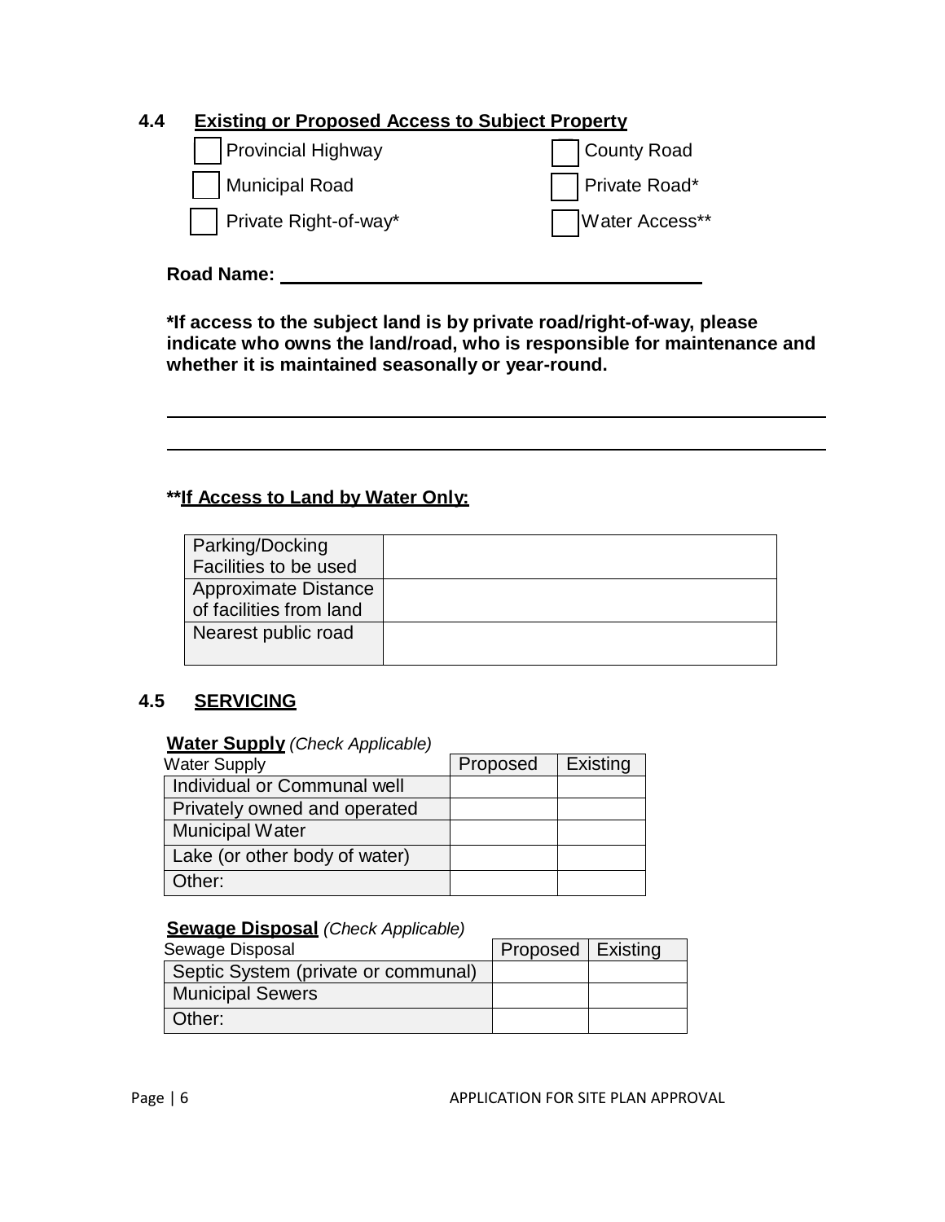## 4.4 Existing or Proposed Access to Subject Property

- [ ] Provincial Highway
- [ ] County Road
- [ ] Municipal Road
- [ ] Private Road*
- [ ] Private Right-of-way*
- [ ] Water Access**

**Road Name:** ______________________________

**\*If access to the subject land is by private road/right-of-way, please indicate who owns the land/road, who is responsible for maintenance and whether it is maintained seasonally or year-round.**

______________________________________________________________

______________________________________________________________

**\*\*If Access to Land by Water Only:**

| | |
|---|---|
| Parking/Docking Facilities to be used | |
| Approximate Distance of facilities from land | |
| Nearest public road | |

## 4.5 SERVICING

**Water Supply** *(Check Applicable)*

| Water Supply | Proposed | Existing |
|---|---|---|
| Individual or Communal well | | |
| Privately owned and operated | | |
| Municipal Water | | |
| Lake (or other body of water) | | |
| Other: | | |

**Sewage Disposal** *(Check Applicable)*

| Sewage Disposal | Proposed | Existing |
|---|---|---|
| Septic System (private or communal) | | |
| Municipal Sewers | | |
| Other: | | |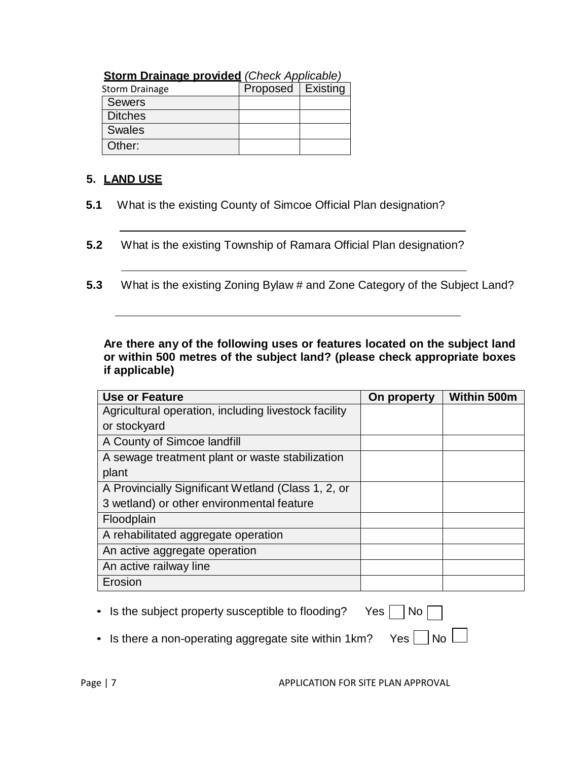**Storm Drainage provided** *(Check Applicable)*

| Storm Drainage | Proposed | Existing |
|---|---|---|
| Sewers | | |
| Ditches | | |
| Swales | | |
| Other: | | |

## 5. LAND USE

**5.1** What is the existing County of Simcoe Official Plan designation?

______________________________________________________________

**5.2** What is the existing Township of Ramara Official Plan designation?

______________________________________________________________

**5.3** What is the existing Zoning Bylaw # and Zone Category of the Subject Land?

______________________________________________________________

**Are there any of the following uses or features located on the subject land or within 500 metres of the subject land? (please check appropriate boxes if applicable)**

| Use or Feature | On property | Within 500m |
|---|---|---|
| Agricultural operation, including livestock facility or stockyard | | |
| A County of Simcoe landfill | | |
| A sewage treatment plant or waste stabilization plant | | |
| A Provincially Significant Wetland (Class 1, 2, or 3 wetland) or other environmental feature | | |
| Floodplain | | |
| A rehabilitated aggregate operation | | |
| An active aggregate operation | | |
| An active railway line | | |
| Erosion | | |

- Is the subject property susceptible to flooding? Yes ☐ No ☐
- Is there a non-operating aggregate site within 1km? Yes ☐ No ☐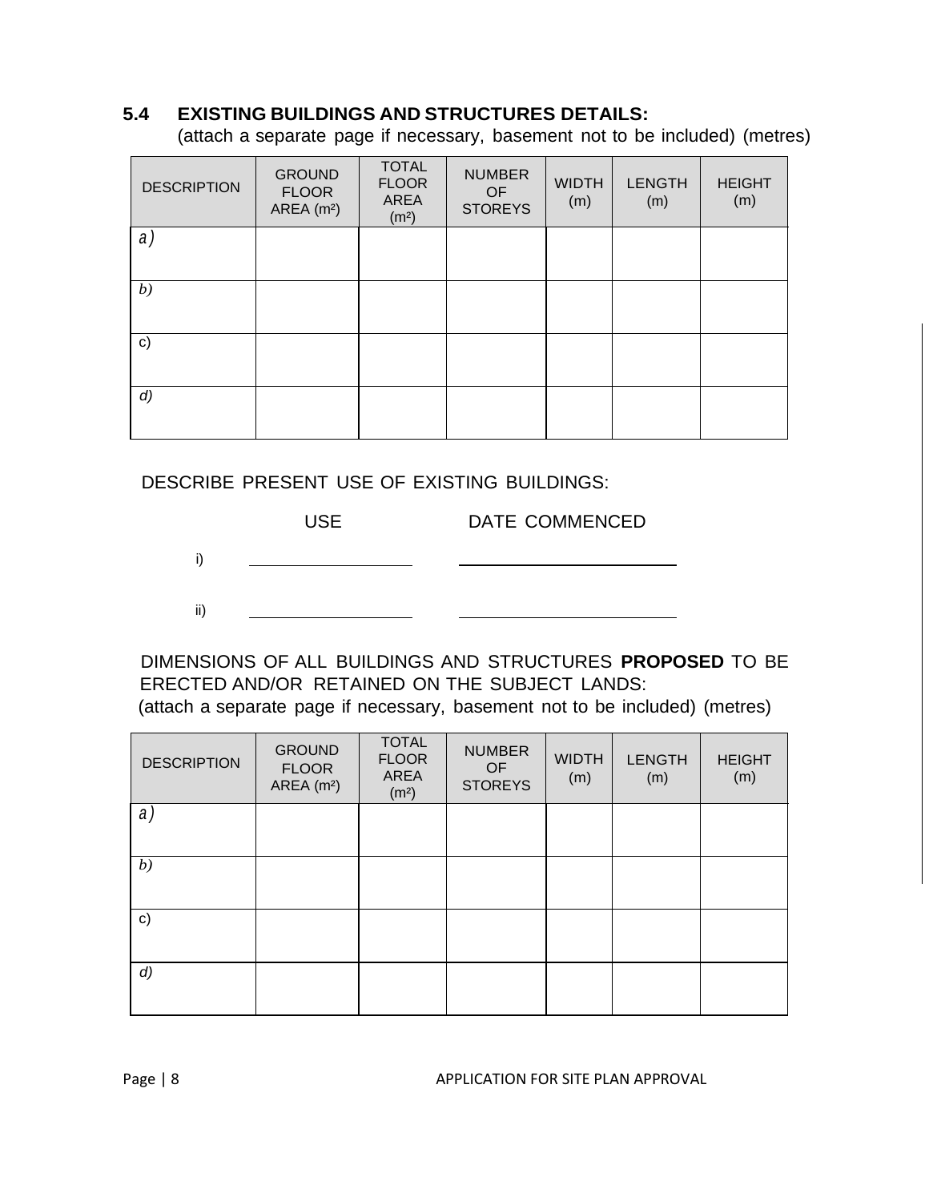## 5.4 EXISTING BUILDINGS AND STRUCTURES DETAILS:

(attach a separate page if necessary, basement not to be included) (metres)

| DESCRIPTION | GROUND FLOOR AREA ($m^2$) | TOTAL FLOOR AREA ($m^2$) | NUMBER OF STOREYS | WIDTH (m) | LENGTH (m) | HEIGHT (m) |
|---|---|---|---|---|---|---|
| a) | | | | | | |
| b) | | | | | | |
| c) | | | | | | |
| d) | | | | | | |

DESCRIBE PRESENT USE OF EXISTING BUILDINGS:

| | USE | DATE COMMENCED |
|---|---|---|
| i) | ____________________ | ____________________ |
| ii) | ____________________ | ____________________ |

DIMENSIONS OF ALL BUILDINGS AND STRUCTURES **PROPOSED** TO BE ERECTED AND/OR RETAINED ON THE SUBJECT LANDS:

(attach a separate page if necessary, basement not to be included) (metres)

| DESCRIPTION | GROUND FLOOR AREA ($m^2$) | TOTAL FLOOR AREA ($m^2$) | NUMBER OF STOREYS | WIDTH (m) | LENGTH (m) | HEIGHT (m) |
|---|---|---|---|---|---|---|
| a) | | | | | | |
| b) | | | | | | |
| c) | | | | | | |
| d) | | | | | | |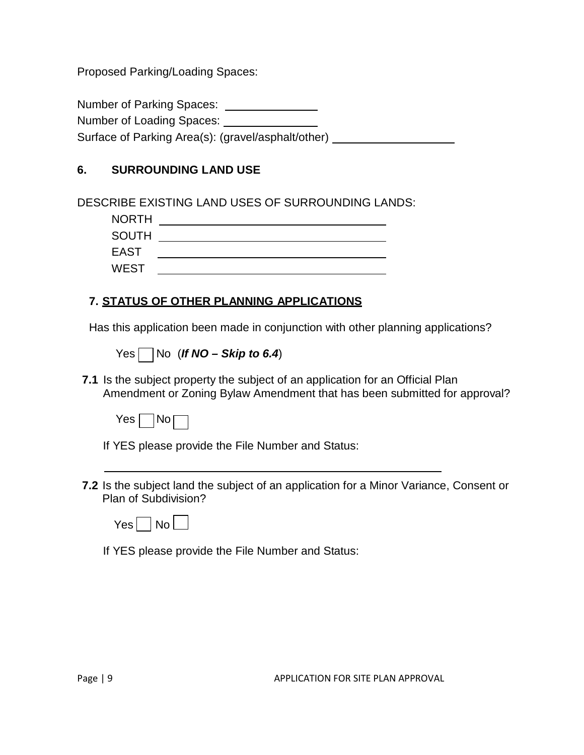Proposed Parking/Loading Spaces:

Number of Parking Spaces: ______________
Number of Loading Spaces: ______________
Surface of Parking Area(s): (gravel/asphalt/other) ___________________

## 6. SURROUNDING LAND USE

DESCRIBE EXISTING LAND USES OF SURROUNDING LANDS:

NORTH ___________________________________
SOUTH ___________________________________
EAST ___________________________________
WEST ___________________________________

## 7. STATUS OF OTHER PLANNING APPLICATIONS

Has this application been made in conjunction with other planning applications?

Yes ☐ No (***If NO – Skip to 6.4***)

**7.1** Is the subject property the subject of an application for an Official Plan Amendment or Zoning Bylaw Amendment that has been submitted for approval?

Yes ☐ No ☐

If YES please provide the File Number and Status:

______________________________________________________

**7.2** Is the subject land the subject of an application for a Minor Variance, Consent or Plan of Subdivision?

Yes ☐ No ☐

If YES please provide the File Number and Status: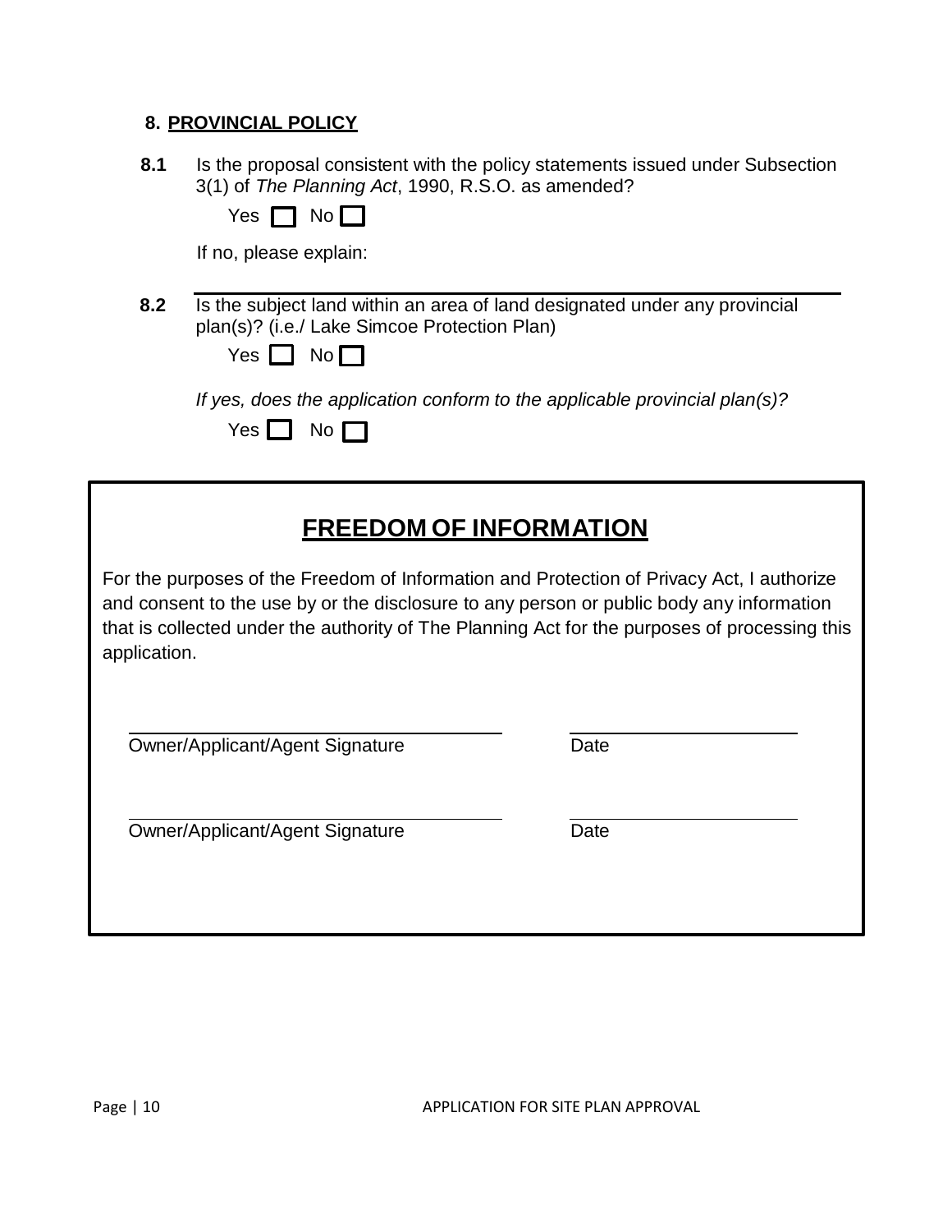## 8. PROVINCIAL POLICY

**8.1** Is the proposal consistent with the policy statements issued under Subsection 3(1) of *The Planning Act*, 1990, R.S.O. as amended?

Yes ☐ No ☐

If no, please explain:

______________________________________________________________

**8.2** Is the subject land within an area of land designated under any provincial plan(s)? (i.e./ Lake Simcoe Protection Plan)

Yes ☐ No ☐

*If yes, does the application conform to the applicable provincial plan(s)?*

Yes ☐ No ☐

## FREEDOM OF INFORMATION

For the purposes of the Freedom of Information and Protection of Privacy Act, I authorize and consent to the use by or the disclosure to any person or public body any information that is collected under the authority of The Planning Act for the purposes of processing this application.

______________________________ ______________________
Owner/Applicant/Agent Signature Date

______________________________ ______________________
Owner/Applicant/Agent Signature Date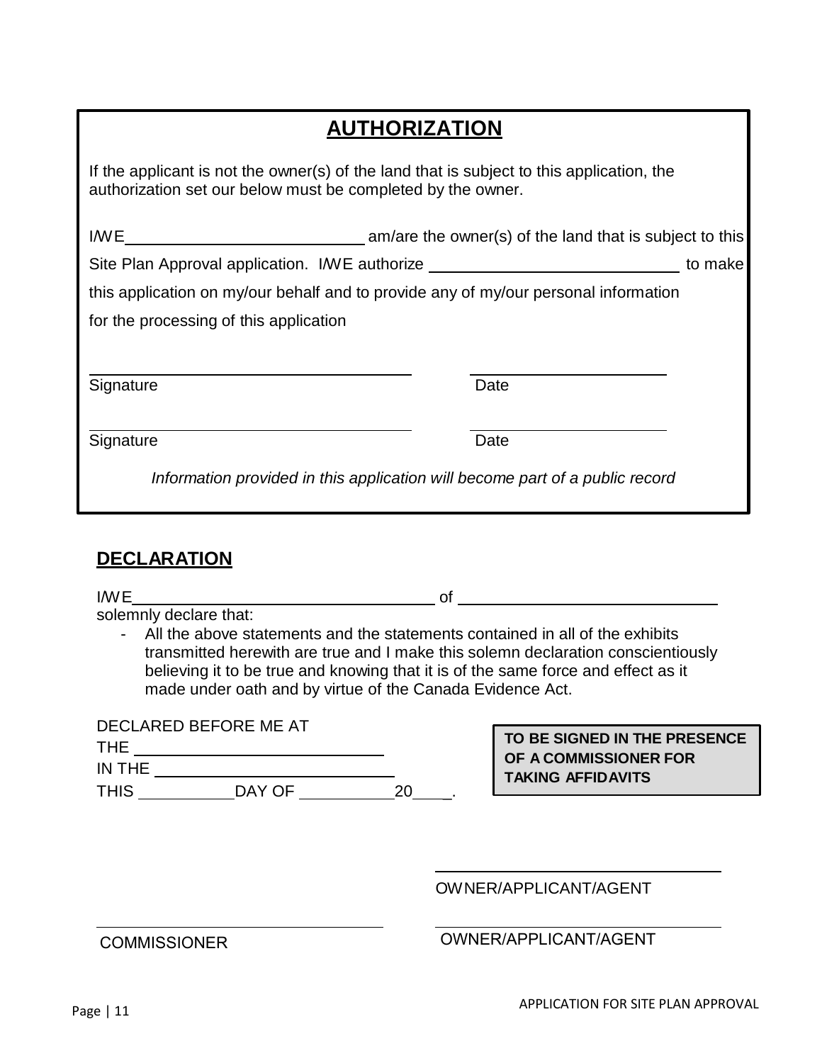## AUTHORIZATION

If the applicant is not the owner(s) of the land that is subject to this application, the authorization set our below must be completed by the owner.

I/WE ____________________________ am/are the owner(s) of the land that is subject to this Site Plan Approval application. I/WE authorize ____________________________ to make this application on my/our behalf and to provide any of my/our personal information for the processing of this application

____________________________ ____________________________
Signature Date

____________________________ ____________________________
Signature Date

*Information provided in this application will become part of a public record*

## DECLARATION

I/WE ____________________________ of ____________________________
solemnly declare that:

- All the above statements and the statements contained in all of the exhibits transmitted herewith are true and I make this solemn declaration conscientiously believing it to be true and knowing that it is of the same force and effect as it made under oath and by virtue of the Canada Evidence Act.

DECLARED BEFORE ME AT
THE ____________________________
IN THE ____________________________
THIS __________ DAY OF __________ 20____.

**TO BE SIGNED IN THE PRESENCE OF A COMMISSIONER FOR TAKING AFFIDAVITS**

____________________________
OWNER/APPLICANT/AGENT

____________________________ ____________________________
COMMISSIONER OWNER/APPLICANT/AGENT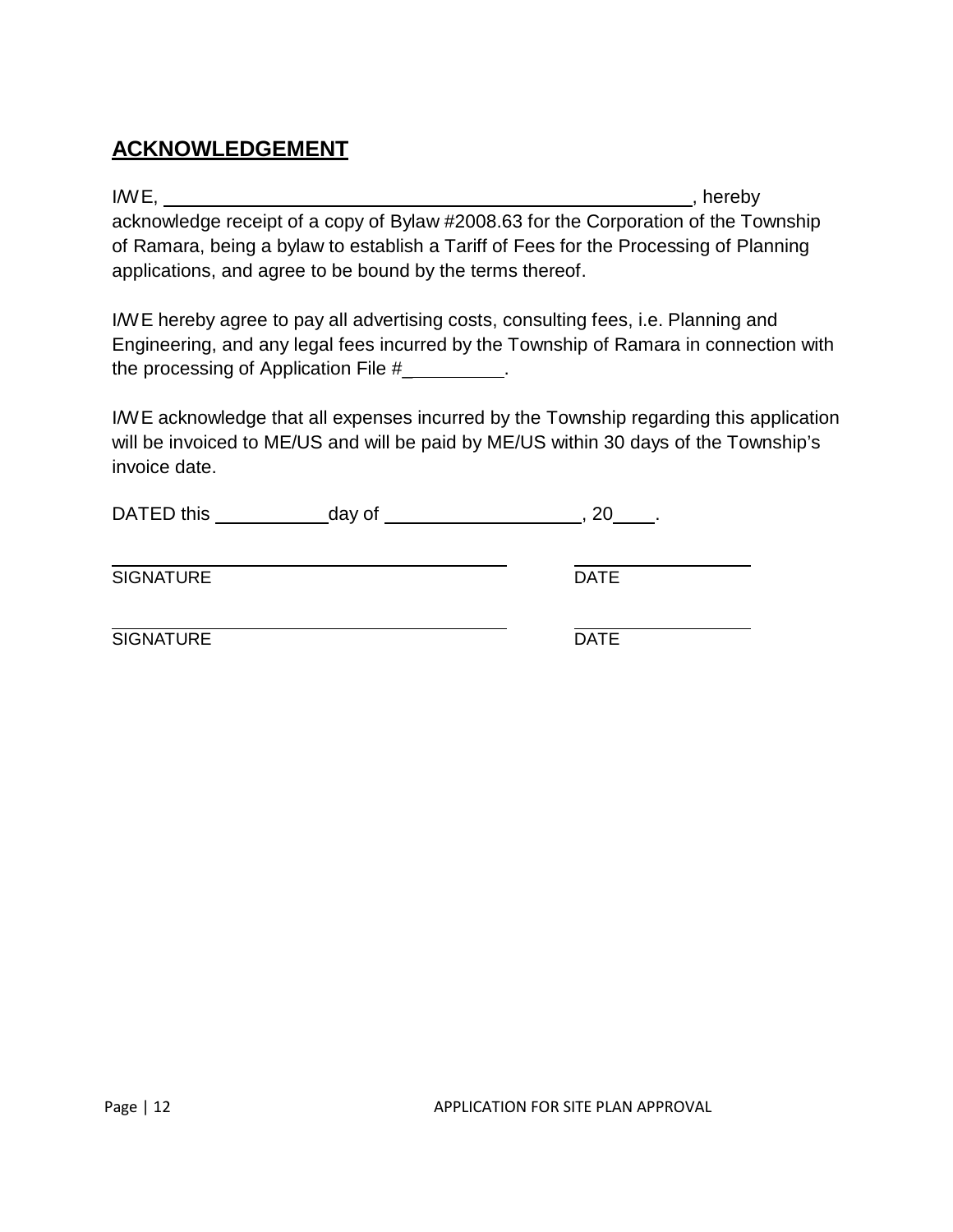## ACKNOWLEDGEMENT

I/WE, \_\_\_\_\_\_\_\_\_\_\_\_\_\_\_\_\_\_\_\_\_\_\_\_\_\_\_\_\_\_\_\_\_\_\_\_\_\_\_\_\_\_\_\_\_\_\_\_, hereby acknowledge receipt of a copy of Bylaw #2008.63 for the Corporation of the Township of Ramara, being a bylaw to establish a Tariff of Fees for the Processing of Planning applications, and agree to be bound by the terms thereof.

I/WE hereby agree to pay all advertising costs, consulting fees, i.e. Planning and Engineering, and any legal fees incurred by the Township of Ramara in connection with the processing of Application File #\_\_\_\_\_\_\_\_\_\_.

I/WE acknowledge that all expenses incurred by the Township regarding this application will be invoiced to ME/US and will be paid by ME/US within 30 days of the Township's invoice date.

DATED this \_\_\_\_\_\_\_\_\_\_\_ day of \_\_\_\_\_\_\_\_\_\_\_\_\_\_\_\_\_\_\_\_, 20\_\_\_\_.

\_\_\_\_\_\_\_\_\_\_\_\_\_\_\_\_\_\_\_\_\_\_\_\_\_\_\_\_\_\_\_\_\_\_\_\_\_\_\_\_ &nbsp;&nbsp;&nbsp;&nbsp; \_\_\_\_\_\_\_\_\_\_\_\_\_\_\_\_\_\_

SIGNATURE &nbsp;&nbsp;&nbsp;&nbsp;&nbsp;&nbsp;&nbsp;&nbsp;&nbsp;&nbsp;&nbsp;&nbsp;&nbsp;&nbsp;&nbsp;&nbsp;&nbsp;&nbsp;&nbsp;&nbsp;&nbsp;&nbsp;&nbsp;&nbsp;&nbsp;&nbsp;&nbsp;&nbsp;&nbsp;&nbsp;&nbsp;&nbsp; DATE

\_\_\_\_\_\_\_\_\_\_\_\_\_\_\_\_\_\_\_\_\_\_\_\_\_\_\_\_\_\_\_\_\_\_\_\_\_\_\_\_ &nbsp;&nbsp;&nbsp;&nbsp; \_\_\_\_\_\_\_\_\_\_\_\_\_\_\_\_\_\_

SIGNATURE &nbsp;&nbsp;&nbsp;&nbsp;&nbsp;&nbsp;&nbsp;&nbsp;&nbsp;&nbsp;&nbsp;&nbsp;&nbsp;&nbsp;&nbsp;&nbsp;&nbsp;&nbsp;&nbsp;&nbsp;&nbsp;&nbsp;&nbsp;&nbsp;&nbsp;&nbsp;&nbsp;&nbsp;&nbsp;&nbsp;&nbsp;&nbsp; DATE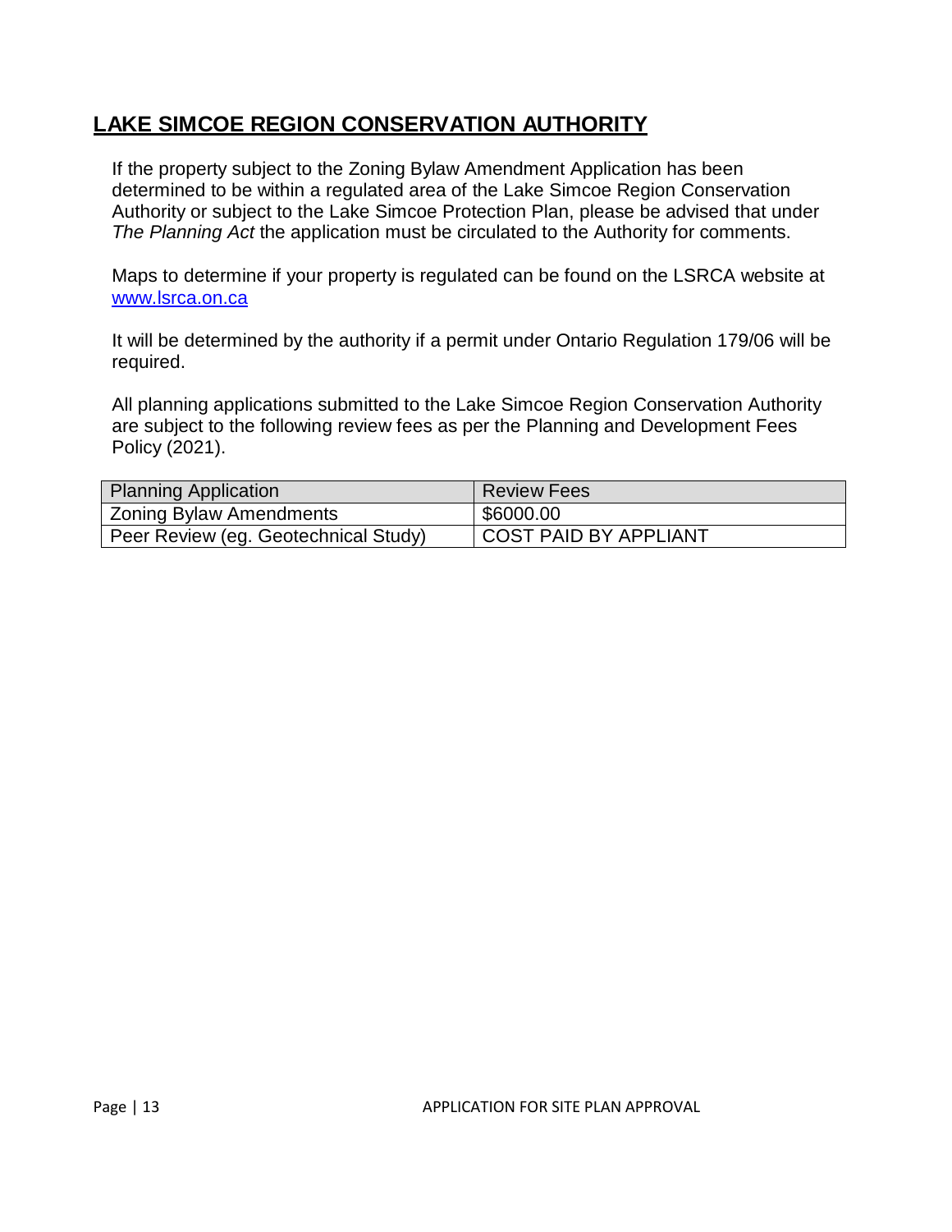## LAKE SIMCOE REGION CONSERVATION AUTHORITY

If the property subject to the Zoning Bylaw Amendment Application has been determined to be within a regulated area of the Lake Simcoe Region Conservation Authority or subject to the Lake Simcoe Protection Plan, please be advised that under *The Planning Act* the application must be circulated to the Authority for comments.

Maps to determine if your property is regulated can be found on the LSRCA website at [www.lsrca.on.ca](http://www.lsrca.on.ca)

It will be determined by the authority if a permit under Ontario Regulation 179/06 will be required.

All planning applications submitted to the Lake Simcoe Region Conservation Authority are subject to the following review fees as per the Planning and Development Fees Policy (2021).

| Planning Application | Review Fees |
|---|---|
| Zoning Bylaw Amendments | $6000.00 |
| Peer Review (eg. Geotechnical Study) | COST PAID BY APPLIANT |